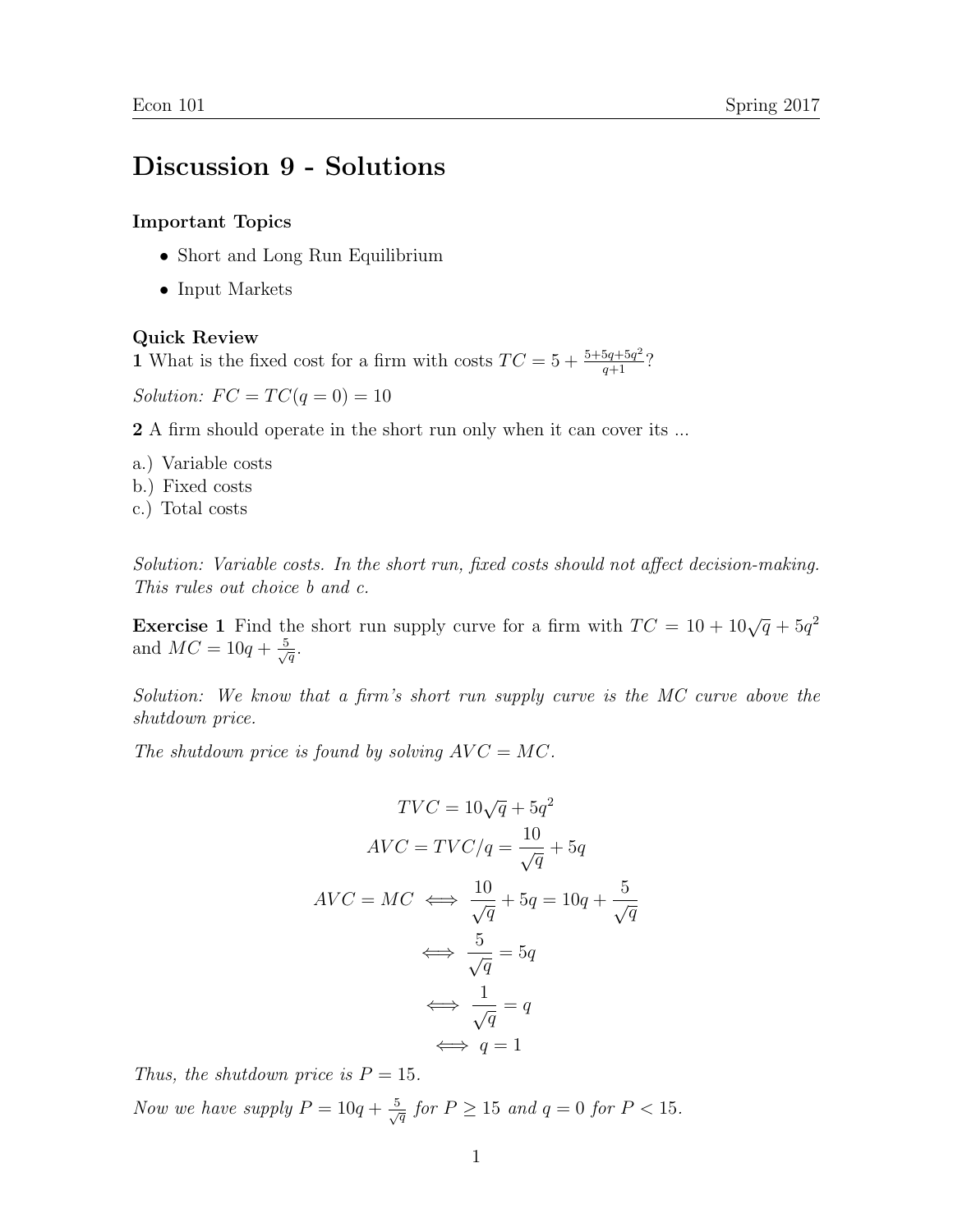# Discussion 9 - Solutions

### Important Topics

- Short and Long Run Equilibrium
- Input Markets

### Quick Review

**1** What is the fixed cost for a firm with costs $TC = 5 + \frac{5+5q+5q^2}{q+1}$?

*Solution:* $FC = TC(q = 0) = 10$

**2** A firm should operate in the short run only when it can cover its ...

a.) Variable costs
b.) Fixed costs
c.) Total costs

*Solution: Variable costs. In the short run, fixed costs should not affect decision-making. This rules out choice b and c.*

**Exercise 1** Find the short run supply curve for a firm with $TC = 10 + 10\sqrt{q} + 5q^2$ and $MC = 10q + \frac{5}{\sqrt{q}}$.

*Solution: We know that a firm's short run supply curve is the MC curve above the shutdown price.*

*The shutdown price is found by solving $AVC = MC$.*

$$TVC = 10\sqrt{q} + 5q^2$$

$$AVC = TVC/q = \frac{10}{\sqrt{q}} + 5q$$

$$AVC = MC \iff \frac{10}{\sqrt{q}} + 5q = 10q + \frac{5}{\sqrt{q}}$$

$$\iff \frac{5}{\sqrt{q}} = 5q$$

$$\iff \frac{1}{\sqrt{q}} = q$$

$$\iff q = 1$$

*Thus, the shutdown price is $P = 15$.*

*Now we have supply $P = 10q + \frac{5}{\sqrt{q}}$ for $P \geq 15$ and $q = 0$ for $P < 15$.*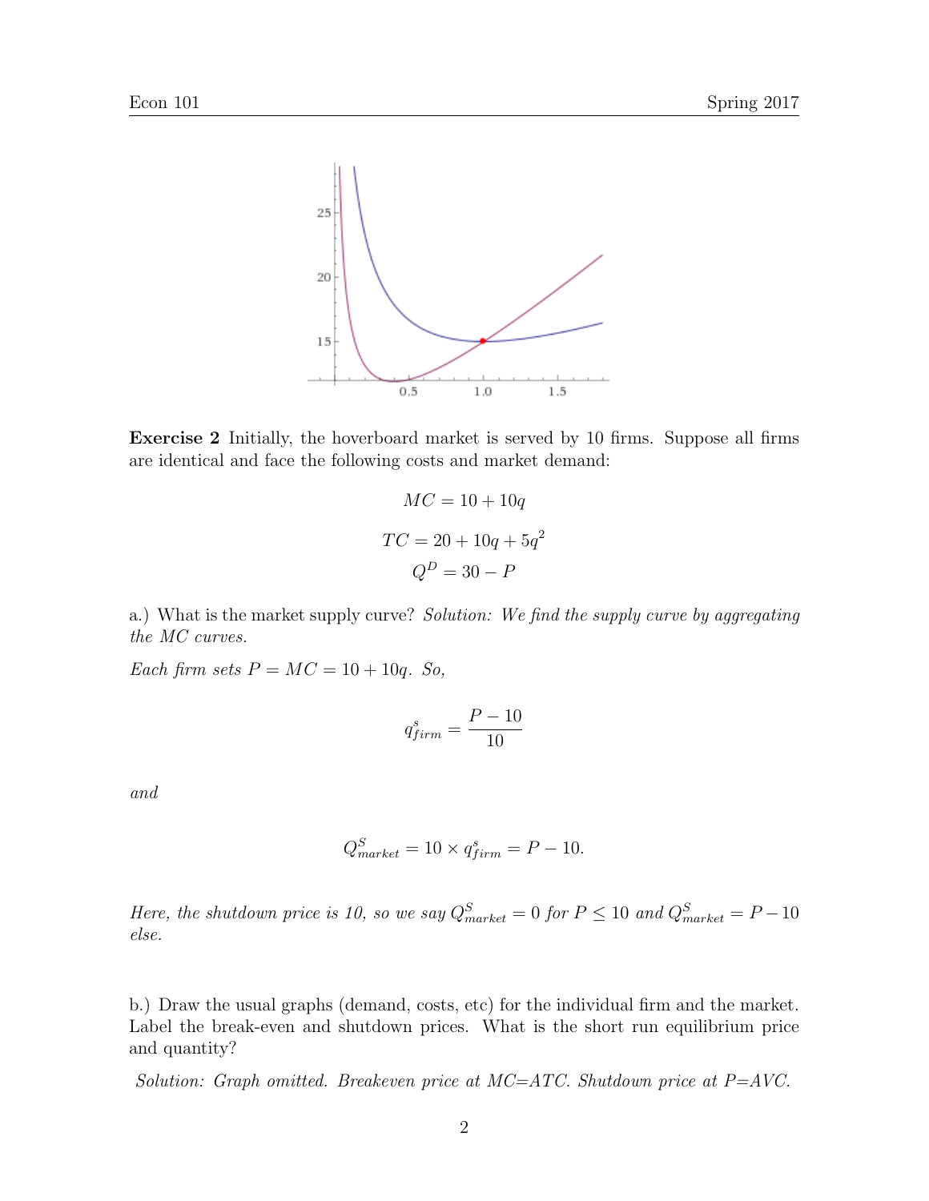**Exercise 2** Initially, the hoverboard market is served by 10 firms. Suppose all firms are identical and face the following costs and market demand:

$$MC = 10 + 10q$$

$$TC = 20 + 10q + 5q^2$$

$$Q^D = 30 - P$$

a.) What is the market supply curve? *Solution: We find the supply curve by aggregating the MC curves.*

*Each firm sets* $P = MC = 10 + 10q$. *So,*

$$q^s_{firm} = \frac{P - 10}{10}$$

*and*

$$Q^S_{market} = 10 \times q^s_{firm} = P - 10.$$

*Here, the shutdown price is 10, so we say* $Q^S_{market} = 0$ *for* $P \leq 10$ *and* $Q^S_{market} = P - 10$ *else.*

b.) Draw the usual graphs (demand, costs, etc) for the individual firm and the market. Label the break-even and shutdown prices. What is the short run equilibrium price and quantity?

*Solution: Graph omitted. Breakeven price at MC=ATC. Shutdown price at P=AVC.*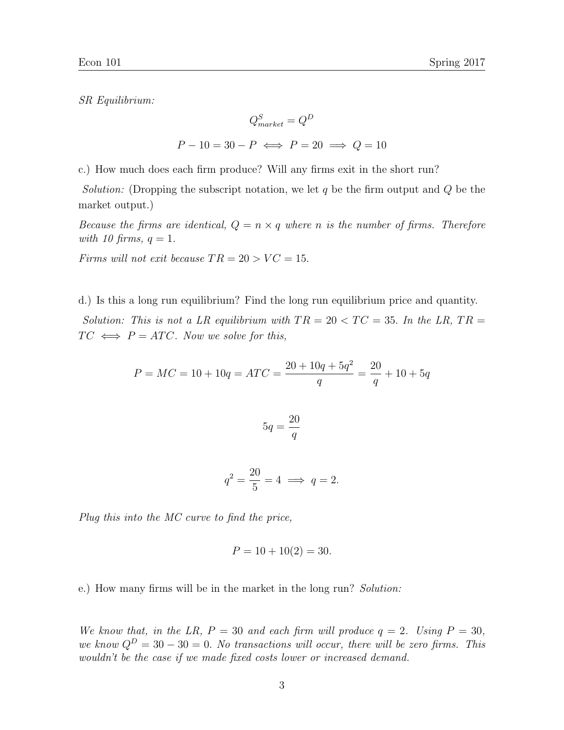*SR Equilibrium:*

$$Q^S_{market} = Q^D$$

$$P - 10 = 30 - P \iff P = 20 \implies Q = 10$$

c.) How much does each firm produce? Will any firms exit in the short run?

*Solution:* (Dropping the subscript notation, we let $q$ be the firm output and $Q$ be the market output.)

*Because the firms are identical, $Q = n \times q$ where $n$ is the number of firms. Therefore with 10 firms, $q = 1$.*

*Firms will not exit because $TR = 20 > VC = 15$.*

d.) Is this a long run equilibrium? Find the long run equilibrium price and quantity.

*Solution: This is not a LR equilibrium with $TR = 20 < TC = 35$. In the LR, $TR = TC \iff P = ATC$. Now we solve for this,*

$$P = MC = 10 + 10q = ATC = \frac{20 + 10q + 5q^2}{q} = \frac{20}{q} + 10 + 5q$$

$$5q = \frac{20}{q}$$

$$q^2 = \frac{20}{5} = 4 \implies q = 2.$$

*Plug this into the MC curve to find the price,*

$$P = 10 + 10(2) = 30.$$

e.) How many firms will be in the market in the long run? *Solution:*

*We know that, in the LR, $P = 30$ and each firm will produce $q = 2$. Using $P = 30$, we know $Q^D = 30 - 30 = 0$. No transactions will occur, there will be zero firms. This wouldn't be the case if we made fixed costs lower or increased demand.*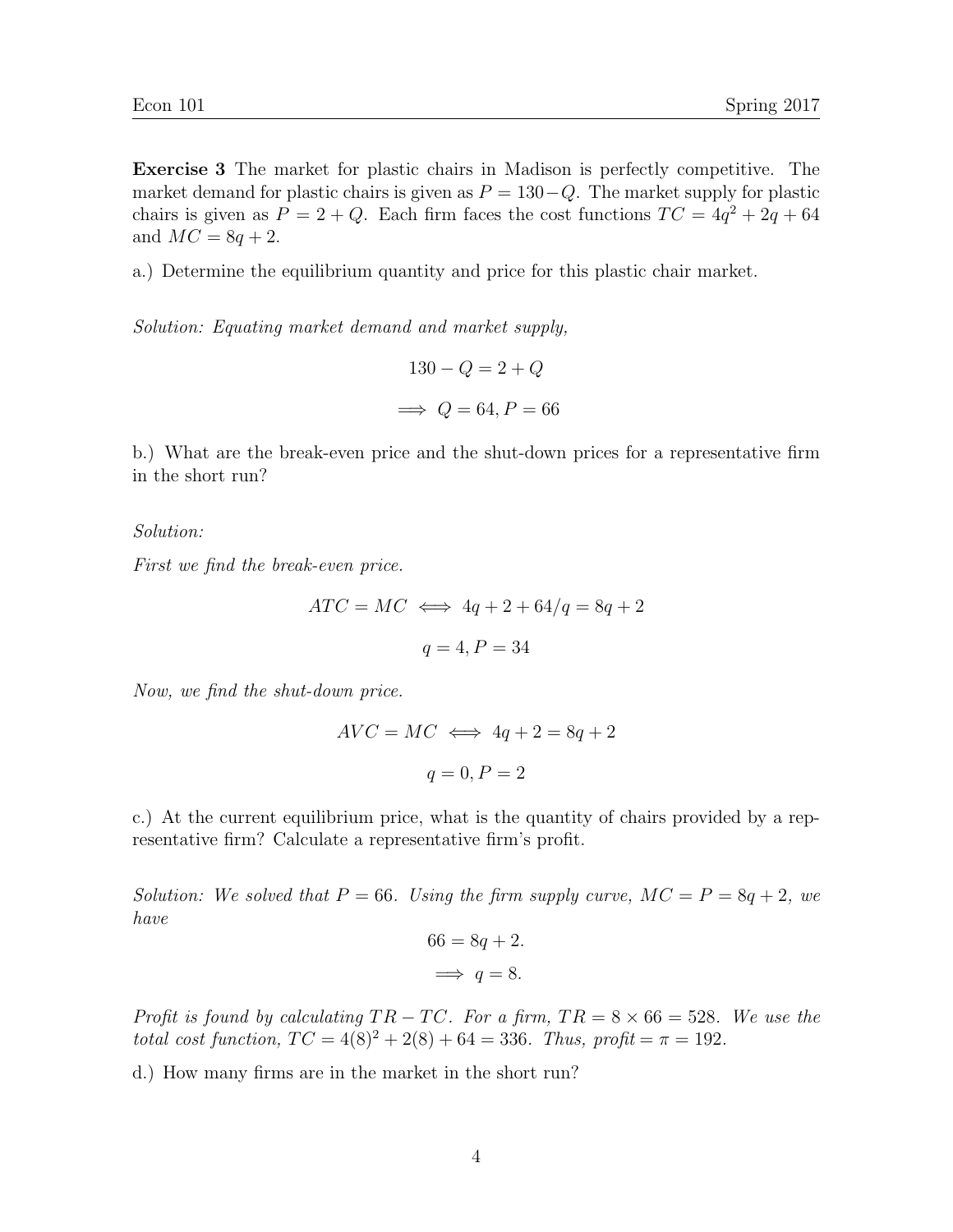**Exercise 3** The market for plastic chairs in Madison is perfectly competitive. The market demand for plastic chairs is given as $P = 130 - Q$. The market supply for plastic chairs is given as $P = 2 + Q$. Each firm faces the cost functions $TC = 4q^2 + 2q + 64$ and $MC = 8q + 2$.

a.) Determine the equilibrium quantity and price for this plastic chair market.

*Solution: Equating market demand and market supply,*

$$130 - Q = 2 + Q$$

$$\implies Q = 64, P = 66$$

b.) What are the break-even price and the shut-down prices for a representative firm in the short run?

*Solution:*

*First we find the break-even price.*

$$ATC = MC \iff 4q + 2 + 64/q = 8q + 2$$

$$q = 4, P = 34$$

*Now, we find the shut-down price.*

$$AVC = MC \iff 4q + 2 = 8q + 2$$

$$q = 0, P = 2$$

c.) At the current equilibrium price, what is the quantity of chairs provided by a representative firm? Calculate a representative firm's profit.

*Solution: We solved that $P = 66$. Using the firm supply curve, $MC = P = 8q + 2$, we have*

$$66 = 8q + 2.$$

$$\implies q = 8.$$

*Profit is found by calculating $TR - TC$. For a firm, $TR = 8 \times 66 = 528$. We use the total cost function, $TC = 4(8)^2 + 2(8) + 64 = 336$. Thus, profit $= \pi = 192$.*

d.) How many firms are in the market in the short run?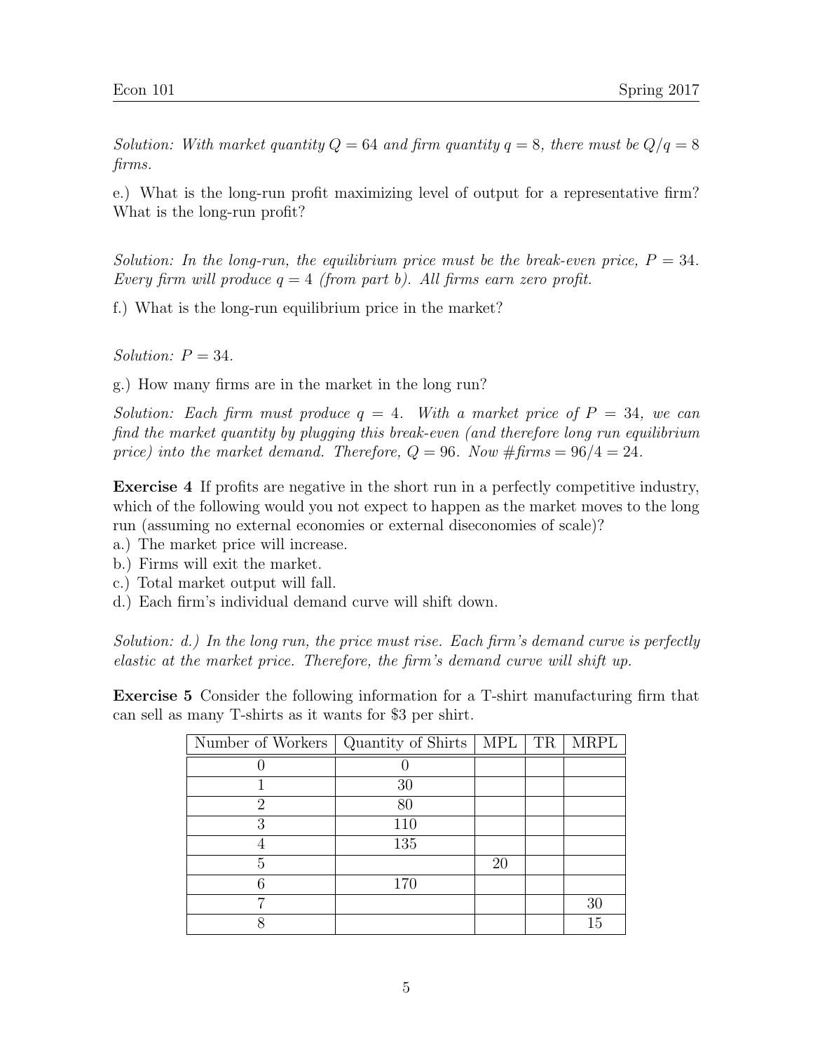*Solution: With market quantity $Q = 64$ and firm quantity $q = 8$, there must be $Q/q = 8$ firms.*

e.) What is the long-run profit maximizing level of output for a representative firm? What is the long-run profit?

*Solution: In the long-run, the equilibrium price must be the break-even price, $P = 34$. Every firm will produce $q = 4$ (from part b). All firms earn zero profit.*

f.) What is the long-run equilibrium price in the market?

*Solution: $P = 34$.*

g.) How many firms are in the market in the long run?

*Solution: Each firm must produce $q = 4$. With a market price of $P = 34$, we can find the market quantity by plugging this break-even (and therefore long run equilibrium price) into the market demand. Therefore, $Q = 96$. Now #firms $= 96/4 = 24$.*

**Exercise 4** If profits are negative in the short run in a perfectly competitive industry, which of the following would you not expect to happen as the market moves to the long run (assuming no external economies or external diseconomies of scale)?
a.) The market price will increase.
b.) Firms will exit the market.
c.) Total market output will fall.
d.) Each firm's individual demand curve will shift down.

*Solution: d.) In the long run, the price must rise. Each firm's demand curve is perfectly elastic at the market price. Therefore, the firm's demand curve will shift up.*

**Exercise 5** Consider the following information for a T-shirt manufacturing firm that can sell as many T-shirts as it wants for $3 per shirt.

| Number of Workers | Quantity of Shirts | MPL | TR | MRPL |
|---|---|---|---|---|
| 0 | 0 | | | |
| 1 | 30 | | | |
| 2 | 80 | | | |
| 3 | 110 | | | |
| 4 | 135 | | | |
| 5 | | 20 | | |
| 6 | 170 | | | |
| 7 | | | | 30 |
| 8 | | | | 15 |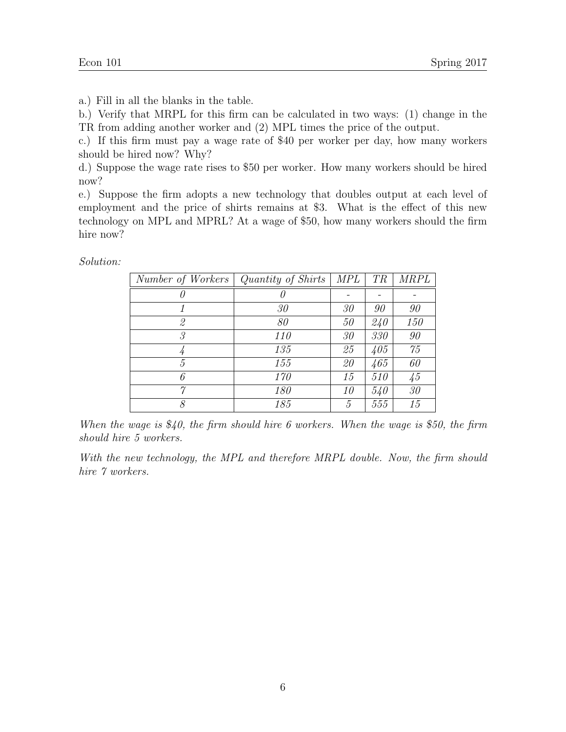a.) Fill in all the blanks in the table.
b.) Verify that MRPL for this firm can be calculated in two ways: (1) change in the TR from adding another worker and (2) MPL times the price of the output.
c.) If this firm must pay a wage rate of $40 per worker per day, how many workers should be hired now? Why?
d.) Suppose the wage rate rises to $50 per worker. How many workers should be hired now?
e.) Suppose the firm adopts a new technology that doubles output at each level of employment and the price of shirts remains at $3. What is the effect of this new technology on MPL and MPRL? At a wage of $50, how many workers should the firm hire now?

*Solution:*

| *Number of Workers* | *Quantity of Shirts* | *MPL* | *TR* | *MRPL* |
|---|---|---|---|---|
| *0* | *0* | - | - | - |
| *1* | *30* | *30* | *90* | *90* |
| *2* | *80* | *50* | *240* | *150* |
| *3* | *110* | *30* | *330* | *90* |
| *4* | *135* | *25* | *405* | *75* |
| *5* | *155* | *20* | *465* | *60* |
| *6* | *170* | *15* | *510* | *45* |
| *7* | *180* | *10* | *540* | *30* |
| *8* | *185* | *5* | *555* | *15* |

*When the wage is $40, the firm should hire 6 workers. When the wage is $50, the firm should hire 5 workers.*

*With the new technology, the MPL and therefore MRPL double. Now, the firm should hire 7 workers.*